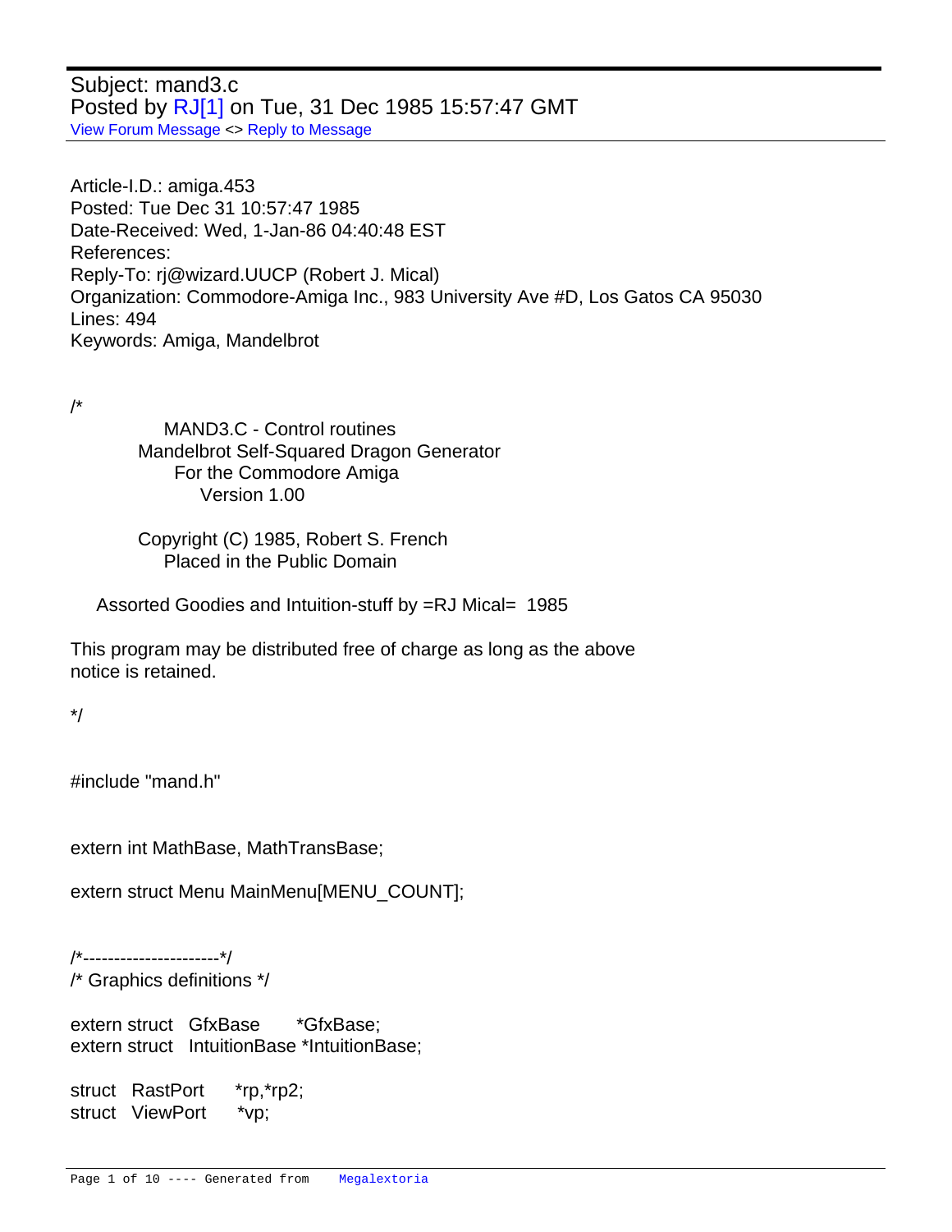Subject: mand3.c
Posted by RJ[1] on Tue, 31 Dec 1985 15:57:47 GMT
View Forum Message <> Reply to Message

Article-I.D.: amiga.453
Posted: Tue Dec 31 10:57:47 1985
Date-Received: Wed, 1-Jan-86 04:40:48 EST
References:
Reply-To: rj@wizard.UUCP (Robert J. Mical)
Organization: Commodore-Amiga Inc., 983 University Ave #D, Los Gatos CA 95030
Lines: 494
Keywords: Amiga, Mandelbrot

```
/*
              MAND3.C - Control routines
          Mandelbrot Self-Squared Dragon Generator
                For the Commodore Amiga
                    Version 1.00

          Copyright (C) 1985, Robert S. French
              Placed in the Public Domain

    Assorted Goodies and Intuition-stuff by =RJ Mical=  1985

This program may be distributed free of charge as long as the above
notice is retained.

*/


#include "mand.h"


extern int MathBase, MathTransBase;

extern struct Menu MainMenu[MENU_COUNT];


/*----------------------*/
/* Graphics definitions */

extern struct   GfxBase       *GfxBase;
extern struct   IntuitionBase *IntuitionBase;

struct   RastPort      *rp,*rp2;
struct   ViewPort      *vp;
```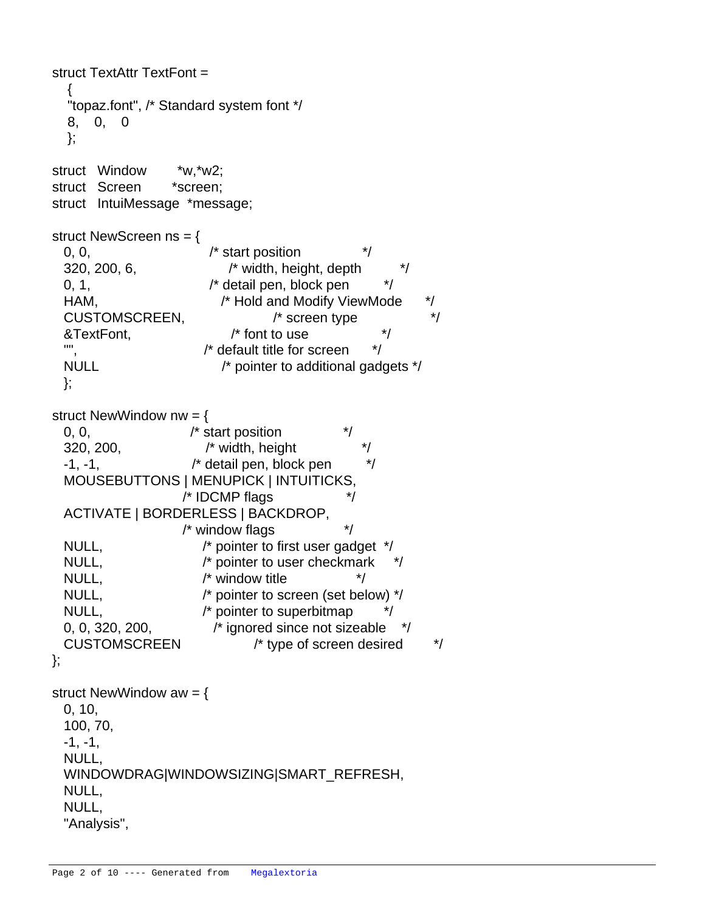```
struct TextAttr TextFont =
   {
   "topaz.font", /* Standard system font */
   8,   0,   0
   };

struct   Window       *w,*w2;
struct   Screen       *screen;
struct   IntuiMessage  *message;

struct NewScreen ns = {
  0, 0,                        /* start position              */
  320, 200, 6,                     /* width, height, depth          */
  0, 1,                        /* detail pen, block pen         */
  HAM,                          /* Hold and Modify ViewMode      */
  CUSTOMSCREEN,                   /* screen type                   */
  &TextFont,                     /* font to use                   */
  "",                           /* default title for screen      */
  NULL                          /* pointer to additional gadgets */
  };

struct NewWindow nw = {
  0, 0,                     /* start position              */
  320, 200,                 /* width, height               */
  -1, -1,                   /* detail pen, block pen         */
  MOUSEBUTTONS | MENUPICK | INTUITICKS,
                        /* IDCMP flags                 */
  ACTIVATE | BORDERLESS | BACKDROP,
                        /* window flags                */
  NULL,                   /* pointer to first user gadget  */
  NULL,                   /* pointer to user checkmark     */
  NULL,                   /* window title                */
  NULL,                   /* pointer to screen (set below) */
  NULL,                   /* pointer to superbitmap        */
  0, 0, 320, 200,           /* ignored since not sizeable    */
  CUSTOMSCREEN              /* type of screen desired        */
};

struct NewWindow aw = {
  0, 10,
  100, 70,
  -1, -1,
  NULL,
  WINDOWDRAG|WINDOWSIZING|SMART_REFRESH,
  NULL,
  NULL,
  "Analysis",
```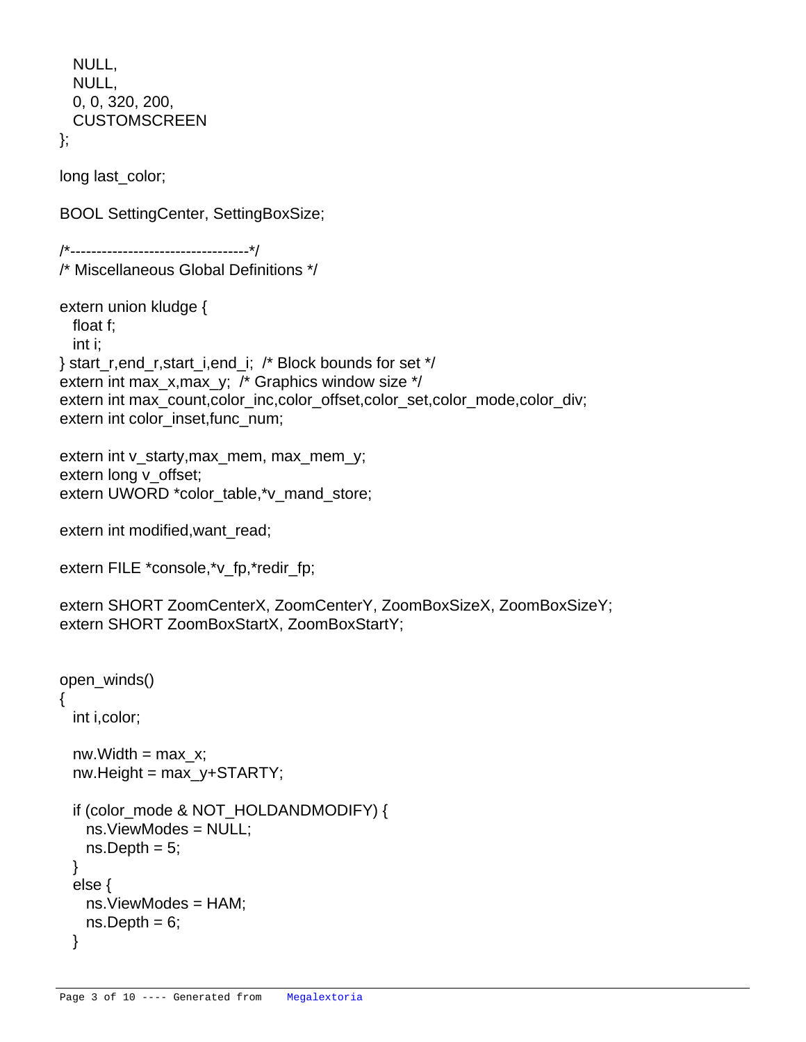```
  NULL,
  NULL,
  0, 0, 320, 200,
  CUSTOMSCREEN
};

long last_color;

BOOL SettingCenter, SettingBoxSize;

/*----------------------------------*/
/* Miscellaneous Global Definitions */

extern union kludge {
  float f;
  int i;
} start_r,end_r,start_i,end_i;  /* Block bounds for set */
extern int max_x,max_y;  /* Graphics window size */
extern int max_count,color_inc,color_offset,color_set,color_mode,color_div;
extern int color_inset,func_num;

extern int v_starty,max_mem, max_mem_y;
extern long v_offset;
extern UWORD *color_table,*v_mand_store;

extern int modified,want_read;

extern FILE *console,*v_fp,*redir_fp;

extern SHORT ZoomCenterX, ZoomCenterY, ZoomBoxSizeX, ZoomBoxSizeY;
extern SHORT ZoomBoxStartX, ZoomBoxStartY;


open_winds()
{
  int i,color;

  nw.Width = max_x;
  nw.Height = max_y+STARTY;

  if (color_mode & NOT_HOLDANDMODIFY) {
    ns.ViewModes = NULL;
    ns.Depth = 5;
  }
  else {
    ns.ViewModes = HAM;
    ns.Depth = 6;
  }
```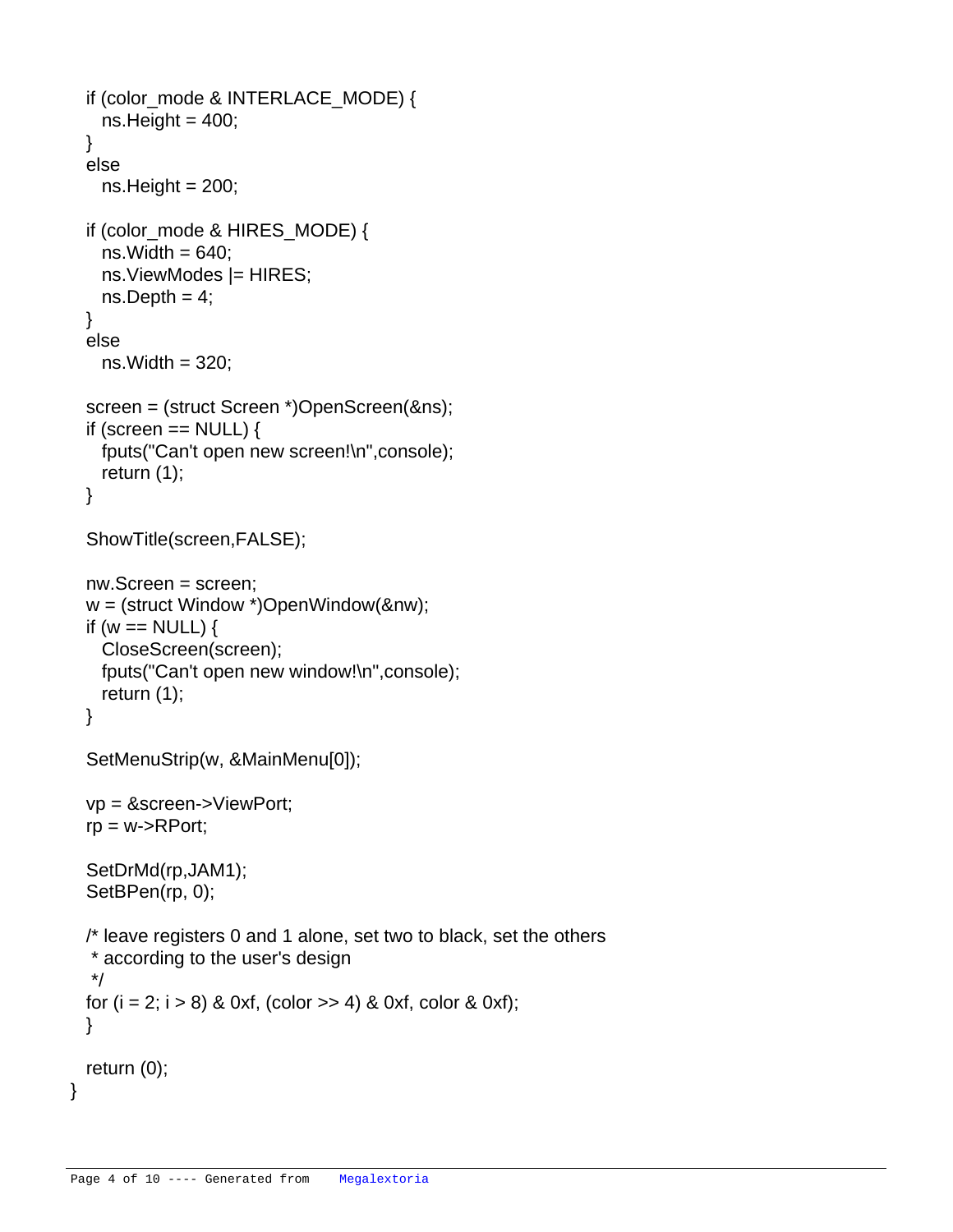```
  if (color_mode & INTERLACE_MODE) {
    ns.Height = 400;
  }
  else
    ns.Height = 200;

  if (color_mode & HIRES_MODE) {
    ns.Width = 640;
    ns.ViewModes |= HIRES;
    ns.Depth = 4;
  }
  else
    ns.Width = 320;

  screen = (struct Screen *)OpenScreen(&ns);
  if (screen == NULL) {
    fputs("Can't open new screen!\n",console);
    return (1);
  }

  ShowTitle(screen,FALSE);

  nw.Screen = screen;
  w = (struct Window *)OpenWindow(&nw);
  if (w == NULL) {
    CloseScreen(screen);
    fputs("Can't open new window!\n",console);
    return (1);
  }

  SetMenuStrip(w, &MainMenu[0]);

  vp = &screen->ViewPort;
  rp = w->RPort;

  SetDrMd(rp,JAM1);
  SetBPen(rp, 0);

  /* leave registers 0 and 1 alone, set two to black, set the others
   * according to the user's design
   */
  for (i = 2; i > 8) & 0xf, (color >> 4) & 0xf, color & 0xf);
  }

  return (0);
}
```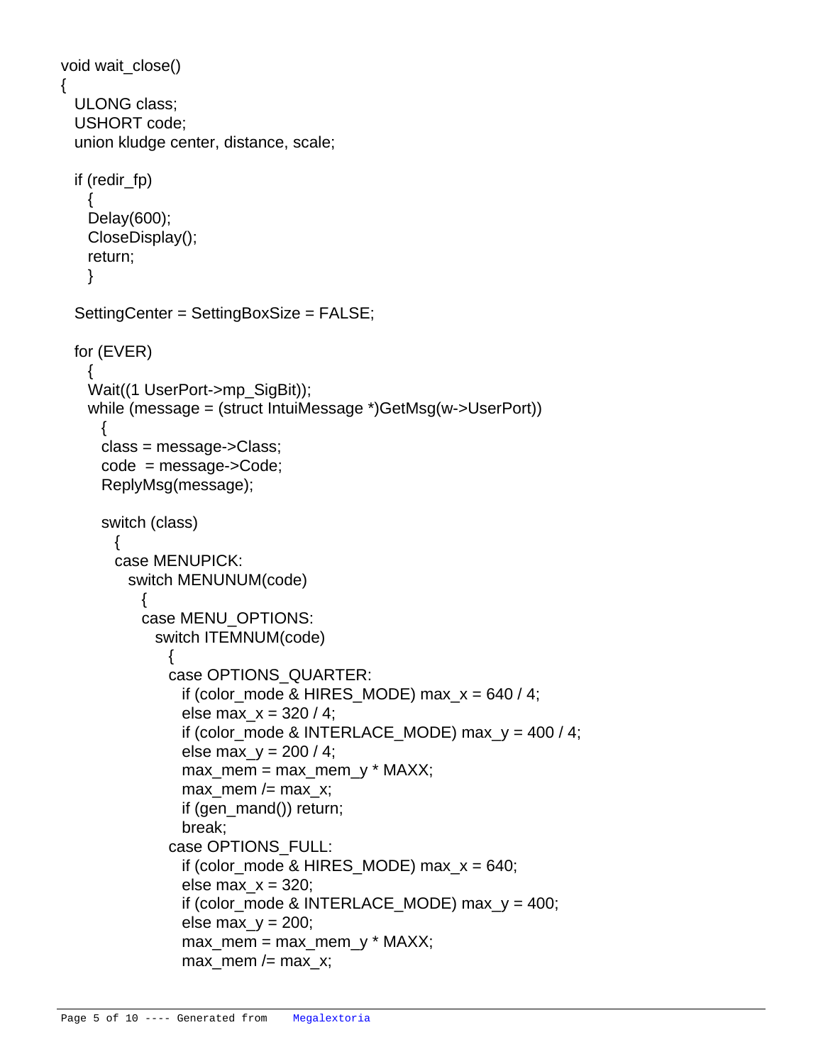```
void wait_close()
{
  ULONG class;
  USHORT code;
  union kludge center, distance, scale;

  if (redir_fp)
    {
    Delay(600);
    CloseDisplay();
    return;
    }

  SettingCenter = SettingBoxSize = FALSE;

  for (EVER)
    {
    Wait((1 UserPort->mp_SigBit));
    while (message = (struct IntuiMessage *)GetMsg(w->UserPort))
      {
      class = message->Class;
      code  = message->Code;
      ReplyMsg(message);

      switch (class)
        {
        case MENUPICK:
          switch MENUNUM(code)
            {
            case MENU_OPTIONS:
              switch ITEMNUM(code)
                {
                case OPTIONS_QUARTER:
                  if (color_mode & HIRES_MODE) max_x = 640 / 4;
                  else max_x = 320 / 4;
                  if (color_mode & INTERLACE_MODE) max_y = 400 / 4;
                  else max_y = 200 / 4;
                  max_mem = max_mem_y * MAXX;
                  max_mem /= max_x;
                  if (gen_mand()) return;
                  break;
                case OPTIONS_FULL:
                  if (color_mode & HIRES_MODE) max_x = 640;
                  else max_x = 320;
                  if (color_mode & INTERLACE_MODE) max_y = 400;
                  else max_y = 200;
                  max_mem = max_mem_y * MAXX;
                  max_mem /= max_x;
```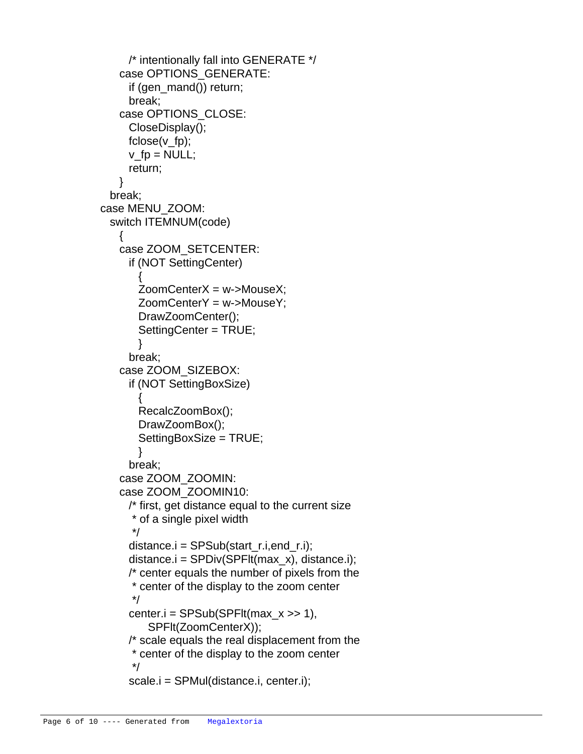```
            /* intentionally fall into GENERATE */
          case OPTIONS_GENERATE:
            if (gen_mand()) return;
            break;
          case OPTIONS_CLOSE:
            CloseDisplay();
            fclose(v_fp);
            v_fp = NULL;
            return;
          }
        break;
      case MENU_ZOOM:
        switch ITEMNUM(code)
          {
          case ZOOM_SETCENTER:
            if (NOT SettingCenter)
              {
              ZoomCenterX = w->MouseX;
              ZoomCenterY = w->MouseY;
              DrawZoomCenter();
              SettingCenter = TRUE;
              }
            break;
          case ZOOM_SIZEBOX:
            if (NOT SettingBoxSize)
              {
              RecalcZoomBox();
              DrawZoomBox();
              SettingBoxSize = TRUE;
              }
            break;
          case ZOOM_ZOOMIN:
          case ZOOM_ZOOMIN10:
            /* first, get distance equal to the current size
             * of a single pixel width
             */
            distance.i = SPSub(start_r.i,end_r.i);
            distance.i = SPDiv(SPFlt(max_x), distance.i);
            /* center equals the number of pixels from the
             * center of the display to the zoom center
             */
            center.i = SPSub(SPFlt(max_x >> 1),
                SPFlt(ZoomCenterX));
            /* scale equals the real displacement from the
             * center of the display to the zoom center
             */
            scale.i = SPMul(distance.i, center.i);
```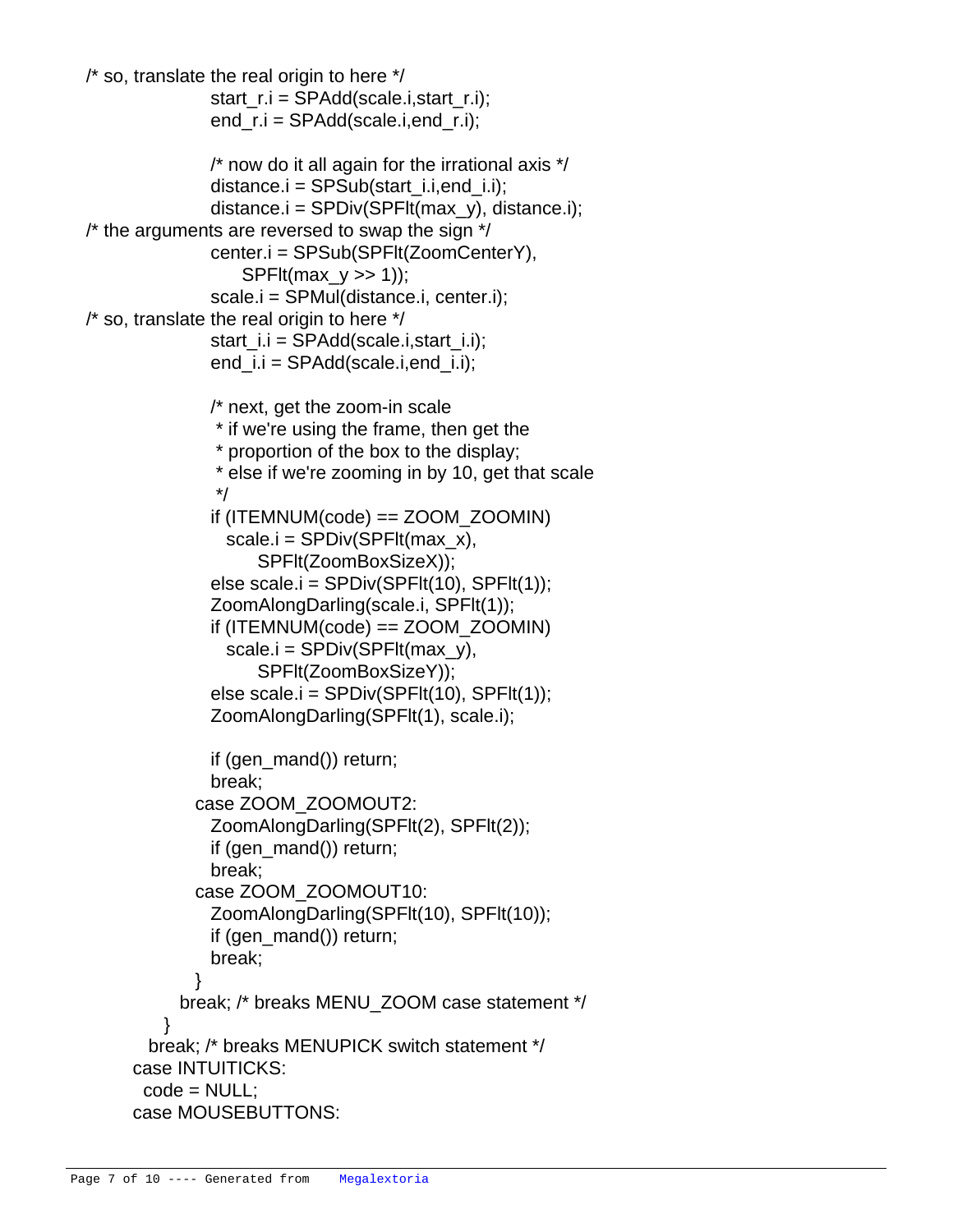```
/* so, translate the real origin to here */
                start_r.i = SPAdd(scale.i,start_r.i);
                end_r.i = SPAdd(scale.i,end_r.i);

                /* now do it all again for the irrational axis */
                distance.i = SPSub(start_i.i,end_i.i);
                distance.i = SPDiv(SPFlt(max_y), distance.i);
/* the arguments are reversed to swap the sign */
                center.i = SPSub(SPFlt(ZoomCenterY),
                    SPFlt(max_y >> 1));
                scale.i = SPMul(distance.i, center.i);
/* so, translate the real origin to here */
                start_i.i = SPAdd(scale.i,start_i.i);
                end_i.i = SPAdd(scale.i,end_i.i);

                /* next, get the zoom-in scale
                 * if we're using the frame, then get the
                 * proportion of the box to the display;
                 * else if we're zooming in by 10, get that scale
                 */
                if (ITEMNUM(code) == ZOOM_ZOOMIN)
                  scale.i = SPDiv(SPFlt(max_x),
                      SPFlt(ZoomBoxSizeX));
                else scale.i = SPDiv(SPFlt(10), SPFlt(1));
                ZoomAlongDarling(scale.i, SPFlt(1));
                if (ITEMNUM(code) == ZOOM_ZOOMIN)
                  scale.i = SPDiv(SPFlt(max_y),
                      SPFlt(ZoomBoxSizeY));
                else scale.i = SPDiv(SPFlt(10), SPFlt(1));
                ZoomAlongDarling(SPFlt(1), scale.i);

                if (gen_mand()) return;
                break;
              case ZOOM_ZOOMOUT2:
                ZoomAlongDarling(SPFlt(2), SPFlt(2));
                if (gen_mand()) return;
                break;
              case ZOOM_ZOOMOUT10:
                ZoomAlongDarling(SPFlt(10), SPFlt(10));
                if (gen_mand()) return;
                break;
              }
            break; /* breaks MENU_ZOOM case statement */
          }
        break; /* breaks MENUPICK switch statement */
      case INTUITICKS:
        code = NULL;
      case MOUSEBUTTONS:
```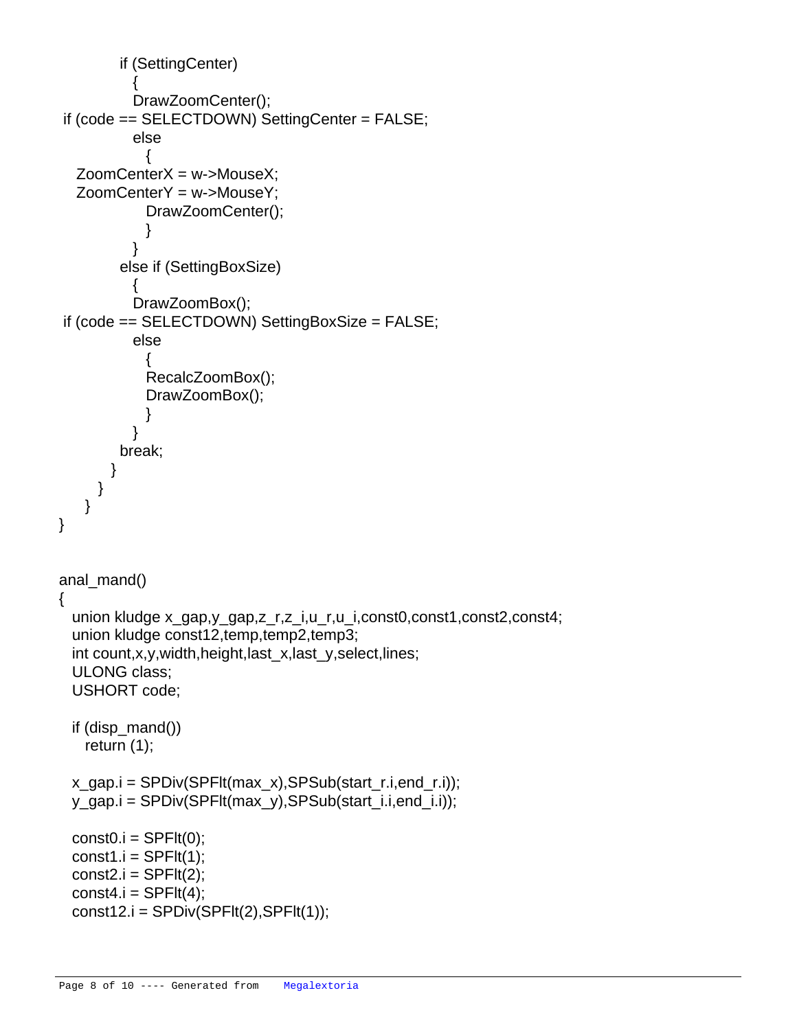```
            if (SettingCenter)
              {
              DrawZoomCenter();
 if (code == SELECTDOWN) SettingCenter = FALSE;
              else
                {
   ZoomCenterX = w->MouseX;
   ZoomCenterY = w->MouseY;
                DrawZoomCenter();
                }
              }
            else if (SettingBoxSize)
              {
              DrawZoomBox();
 if (code == SELECTDOWN) SettingBoxSize = FALSE;
              else
                {
                RecalcZoomBox();
                DrawZoomBox();
                }
              }
            break;
          }
        }
      }
}


anal_mand()
{
  union kludge x_gap,y_gap,z_r,z_i,u_r,u_i,const0,const1,const2,const4;
  union kludge const12,temp,temp2,temp3;
  int count,x,y,width,height,last_x,last_y,select,lines;
  ULONG class;
  USHORT code;

  if (disp_mand())
    return (1);

  x_gap.i = SPDiv(SPFlt(max_x),SPSub(start_r.i,end_r.i));
  y_gap.i = SPDiv(SPFlt(max_y),SPSub(start_i.i,end_i.i));

  const0.i = SPFlt(0);
  const1.i = SPFlt(1);
  const2.i = SPFlt(2);
  const4.i = SPFlt(4);
  const12.i = SPDiv(SPFlt(2),SPFlt(1));
```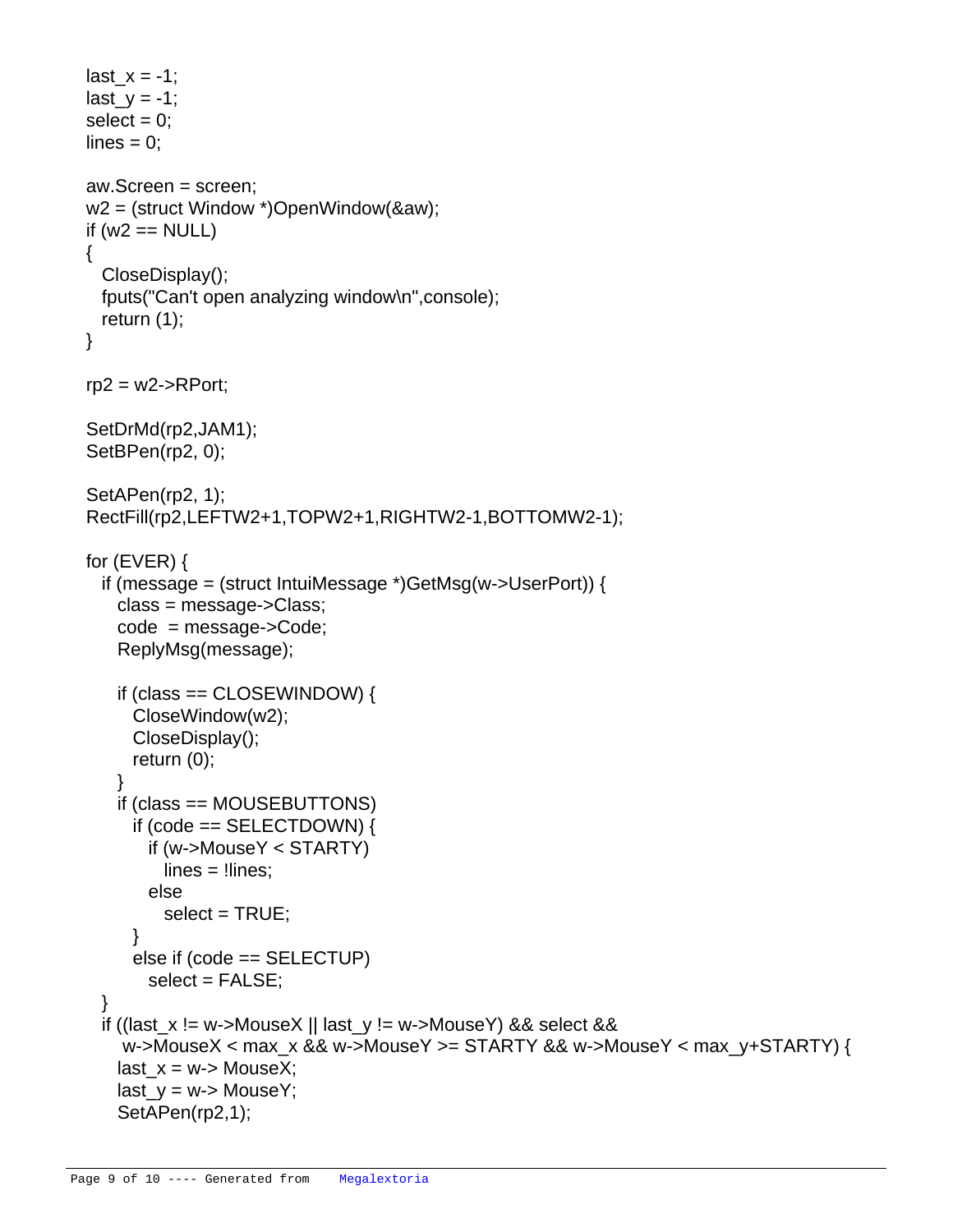```
last_x = -1;
last_y = -1;
select = 0;
lines = 0;

aw.Screen = screen;
w2 = (struct Window *)OpenWindow(&aw);
if (w2 == NULL)
{
  CloseDisplay();
  fputs("Can't open analyzing window\n",console);
  return (1);
}

rp2 = w2->RPort;

SetDrMd(rp2,JAM1);
SetBPen(rp2, 0);

SetAPen(rp2, 1);
RectFill(rp2,LEFTW2+1,TOPW2+1,RIGHTW2-1,BOTTOMW2-1);

for (EVER) {
  if (message = (struct IntuiMessage *)GetMsg(w->UserPort)) {
    class = message->Class;
    code  = message->Code;
    ReplyMsg(message);

    if (class == CLOSEWINDOW) {
      CloseWindow(w2);
      CloseDisplay();
      return (0);
    }
    if (class == MOUSEBUTTONS)
      if (code == SELECTDOWN) {
        if (w->MouseY < STARTY)
          lines = !lines;
        else
          select = TRUE;
      }
      else if (code == SELECTUP)
        select = FALSE;
  }
  if ((last_x != w->MouseX || last_y != w->MouseY) && select &&
     w->MouseX < max_x && w->MouseY >= STARTY && w->MouseY < max_y+STARTY) {
    last_x = w-> MouseX;
    last_y = w-> MouseY;
    SetAPen(rp2,1);
```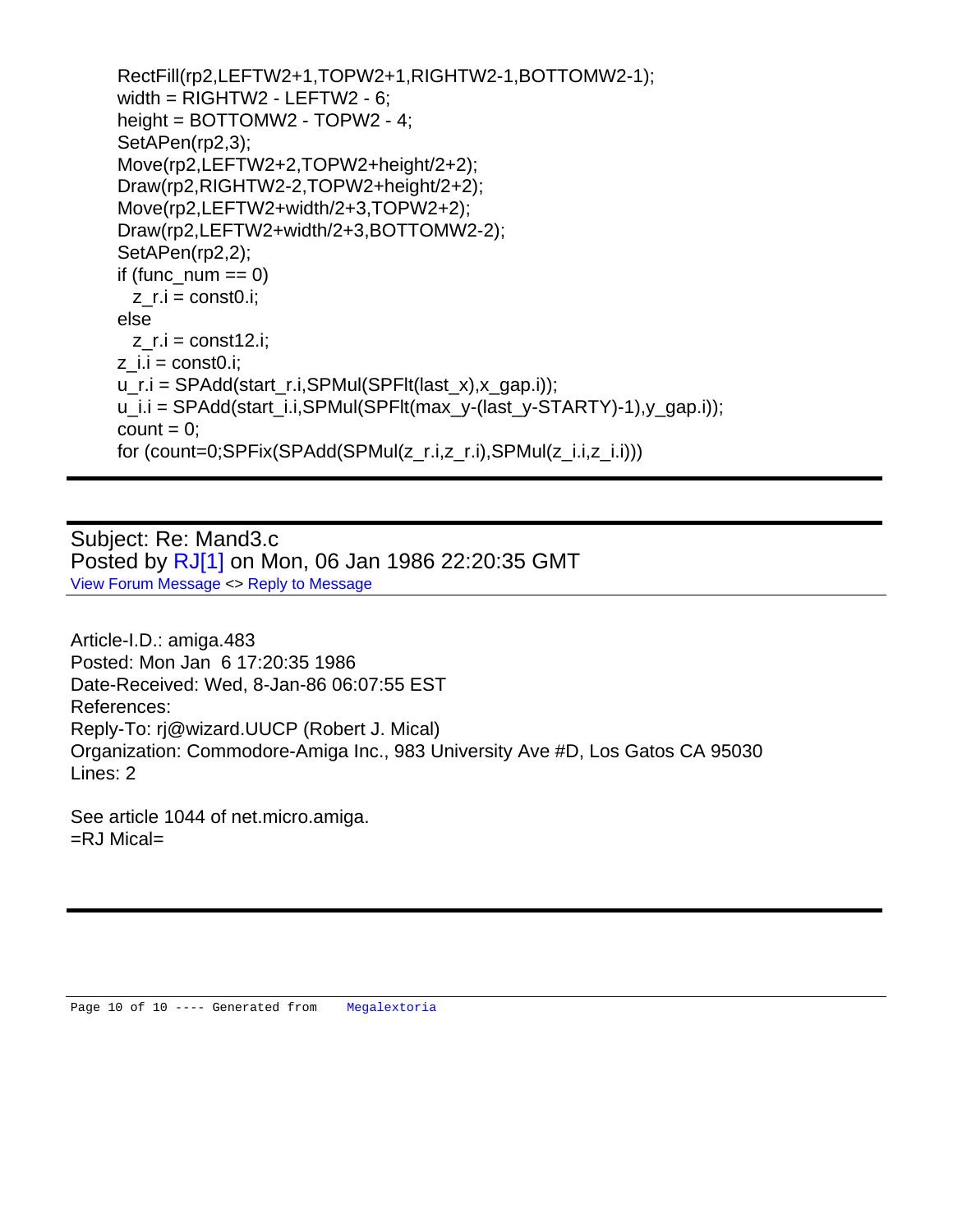```
RectFill(rp2,LEFTW2+1,TOPW2+1,RIGHTW2-1,BOTTOMW2-1);
width = RIGHTW2 - LEFTW2 - 6;
height = BOTTOMW2 - TOPW2 - 4;
SetAPen(rp2,3);
Move(rp2,LEFTW2+2,TOPW2+height/2+2);
Draw(rp2,RIGHTW2-2,TOPW2+height/2+2);
Move(rp2,LEFTW2+width/2+3,TOPW2+2);
Draw(rp2,LEFTW2+width/2+3,BOTTOMW2-2);
SetAPen(rp2,2);
if (func_num == 0)
  z_r.i = const0.i;
else
  z_r.i = const12.i;
z_i.i = const0.i;
u_r.i = SPAdd(start_r.i,SPMul(SPFlt(last_x),x_gap.i));
u_i.i = SPAdd(start_i.i,SPMul(SPFlt(max_y-(last_y-STARTY)-1),y_gap.i));
count = 0;
for (count=0;SPFix(SPAdd(SPMul(z_r.i,z_r.i),SPMul(z_i.i,z_i.i)))
```

---

Subject: Re: Mand3.c
Posted by RJ[1] on Mon, 06 Jan 1986 22:20:35 GMT
View Forum Message <> Reply to Message

Article-I.D.: amiga.483
Posted: Mon Jan 6 17:20:35 1986
Date-Received: Wed, 8-Jan-86 06:07:55 EST
References:
Reply-To: rj@wizard.UUCP (Robert J. Mical)
Organization: Commodore-Amiga Inc., 983 University Ave #D, Los Gatos CA 95030
Lines: 2

See article 1044 of net.micro.amiga.
=RJ Mical=

---